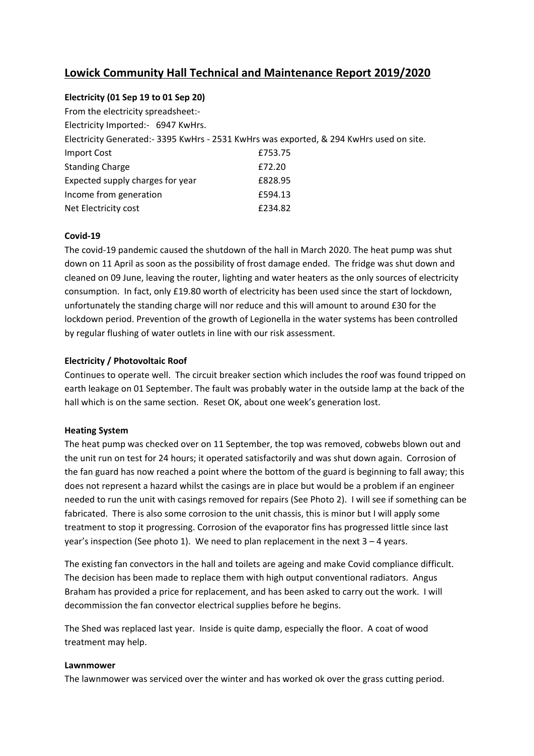## Lowick Community Hall Technical and Maintenance Report 2019/2020

**Electricity (01 Sep 19 to 01 Sep 20)**

From the electricity spreadsheet:-

Electricity Imported:- 6947 KwHrs.

Electricity Generated:- 3395 KwHrs - 2531 KwHrs was exported, & 294 KwHrs used on site.

| | |
|---|---|
| Import Cost | £753.75 |
| Standing Charge | £72.20 |
| Expected supply charges for year | £828.95 |
| Income from generation | £594.13 |
| Net Electricity cost | £234.82 |

**Covid-19**

The covid-19 pandemic caused the shutdown of the hall in March 2020. The heat pump was shut down on 11 April as soon as the possibility of frost damage ended. The fridge was shut down and cleaned on 09 June, leaving the router, lighting and water heaters as the only sources of electricity consumption. In fact, only £19.80 worth of electricity has been used since the start of lockdown, unfortunately the standing charge will nor reduce and this will amount to around £30 for the lockdown period. Prevention of the growth of Legionella in the water systems has been controlled by regular flushing of water outlets in line with our risk assessment.

**Electricity / Photovoltaic Roof**

Continues to operate well. The circuit breaker section which includes the roof was found tripped on earth leakage on 01 September. The fault was probably water in the outside lamp at the back of the hall which is on the same section. Reset OK, about one week's generation lost.

**Heating System**

The heat pump was checked over on 11 September, the top was removed, cobwebs blown out and the unit run on test for 24 hours; it operated satisfactorily and was shut down again. Corrosion of the fan guard has now reached a point where the bottom of the guard is beginning to fall away; this does not represent a hazard whilst the casings are in place but would be a problem if an engineer needed to run the unit with casings removed for repairs (See Photo 2). I will see if something can be fabricated. There is also some corrosion to the unit chassis, this is minor but I will apply some treatment to stop it progressing. Corrosion of the evaporator fins has progressed little since last year's inspection (See photo 1). We need to plan replacement in the next 3 – 4 years.

The existing fan convectors in the hall and toilets are ageing and make Covid compliance difficult. The decision has been made to replace them with high output conventional radiators. Angus Braham has provided a price for replacement, and has been asked to carry out the work. I will decommission the fan convector electrical supplies before he begins.

The Shed was replaced last year. Inside is quite damp, especially the floor. A coat of wood treatment may help.

**Lawnmower**

The lawnmower was serviced over the winter and has worked ok over the grass cutting period.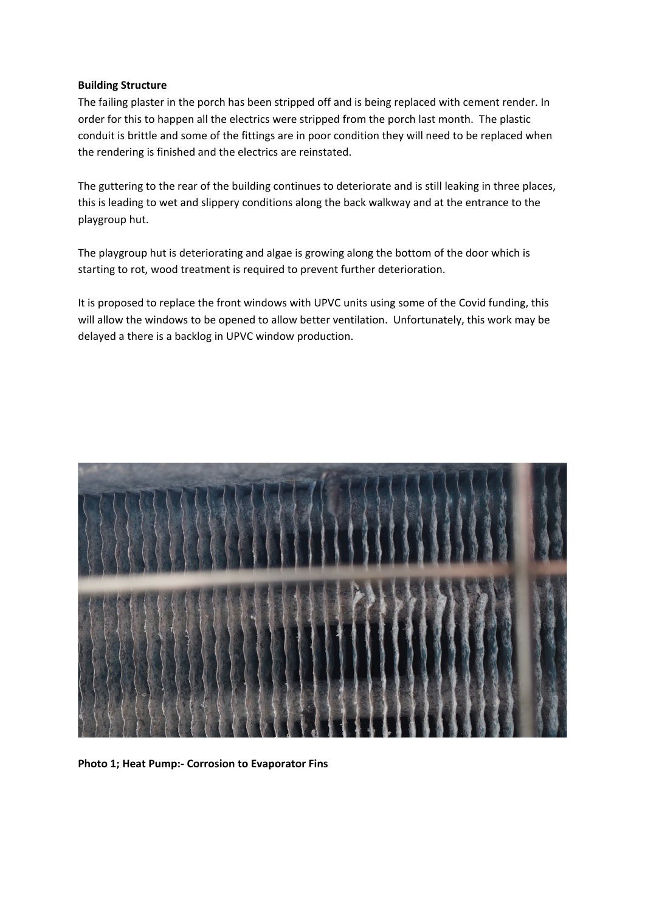**Building Structure**

The failing plaster in the porch has been stripped off and is being replaced with cement render. In order for this to happen all the electrics were stripped from the porch last month. The plastic conduit is brittle and some of the fittings are in poor condition they will need to be replaced when the rendering is finished and the electrics are reinstated.

The guttering to the rear of the building continues to deteriorate and is still leaking in three places, this is leading to wet and slippery conditions along the back walkway and at the entrance to the playgroup hut.

The playgroup hut is deteriorating and algae is growing along the bottom of the door which is starting to rot, wood treatment is required to prevent further deterioration.

It is proposed to replace the front windows with UPVC units using some of the Covid funding, this will allow the windows to be opened to allow better ventilation. Unfortunately, this work may be delayed a there is a backlog in UPVC window production.

**Photo 1; Heat Pump:- Corrosion to Evaporator Fins**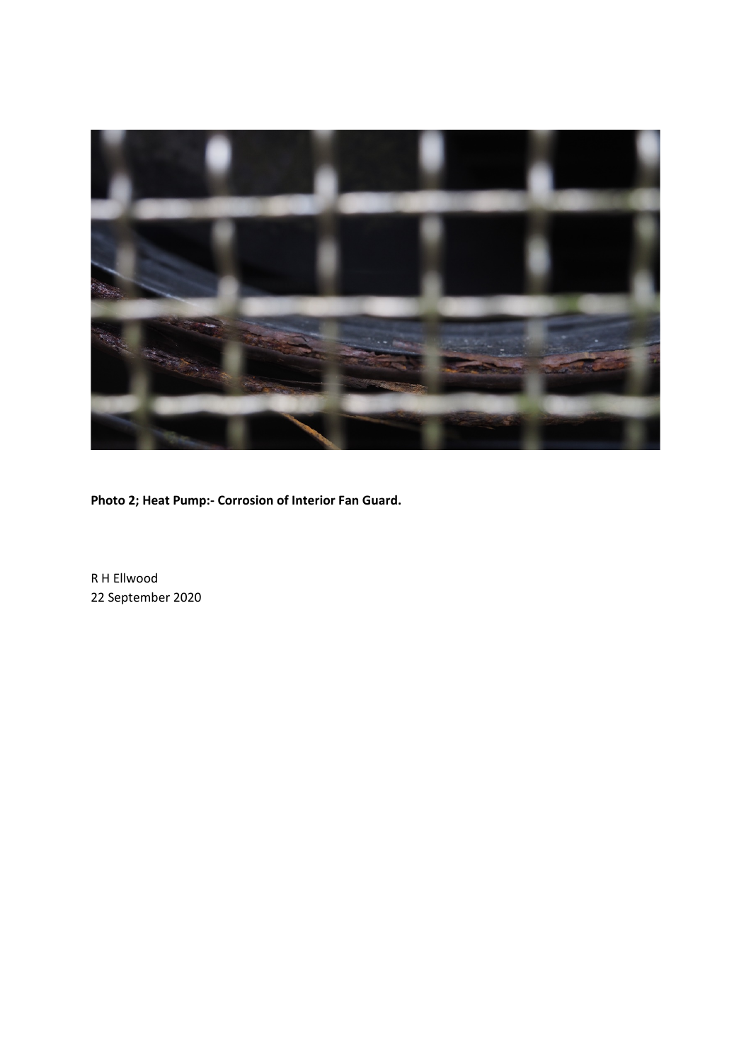**Photo 2; Heat Pump:- Corrosion of Interior Fan Guard.**

R H Ellwood
22 September 2020